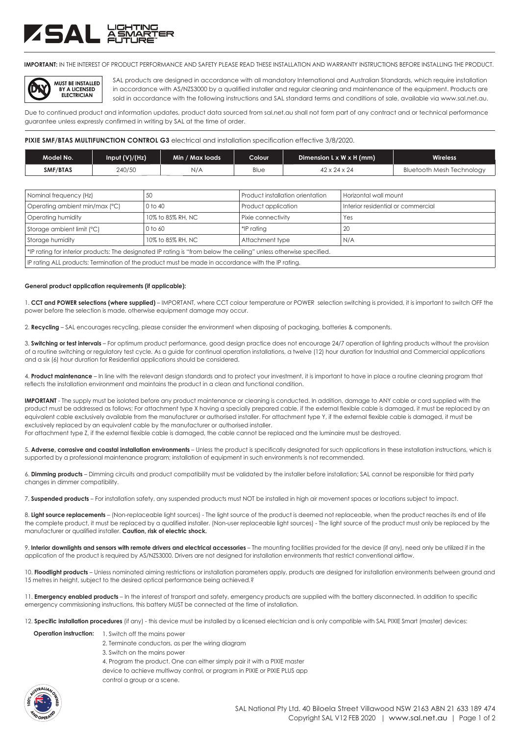**IMPORTANT:** IN THE INTEREST OF PRODUCT PERFORMANCE AND SAFETY PLEASE READ THESE INSTALLATION AND WARRANTY INSTRUCTIONS BEFORE INSTALLING THE PRODUCT.

**MUST BE INSTALLED BY A LICENSED ELECTRICIAN**

SAL products are designed in accordance with all mandatory International and Australian Standards, which require installation in accordance with AS/NZS3000 by a qualified installer and regular cleaning and maintenance of the equipment. Products are sold in accordance with the following instructions and SAL standard terms and conditions of sale, available via www.sal.net.au.

Due to continued product and information updates, product data sourced from sal.net.au shall not form part of any contract and or technical performance guarantee unless expressly confirmed in writing by SAL at the time of order.

**PIXIE SMF/BTAS MULTIFUNCTION CONTROL G3** electrical and installation specification effective 3/8/2020.

| Model No. | Input (V)/(Hz) | Min / Max loads | Colour | Dimension L x W x H (mm) | Wireless |
|---|---|---|---|---|---|
| SMF/BTAS | 240/50 | N/A | Blue | 42 x 24 x 24 | Bluetooth Mesh Technology |

| | | | |
|---|---|---|---|
| Nominal frequency (Hz) | 50 | Product installation orientation | Horizontal wall mount |
| Operating ambient min/max (°C) | 0 to 40 | Product application | Interior residential or commercial |
| Operating humidity | 10% to 85% RH, NC | Pixie connectivity | Yes |
| Storage ambient limit (°C) | 0 to 60 | *IP rating | 20 |
| Storage humidity | 10% to 85% RH, NC | Attachment type | N/A |
| *IP rating for interior products: The designated IP rating is "from below the ceiling" unless otherwise specified. | | | |
| IP rating ALL products: Termination of the product must be made in accordance with the IP rating. | | | |

**General product application requirements (if applicable):**

1. **CCT and POWER selections (where supplied)** – IMPORTANT, where CCT colour temperature or POWER selection switching is provided, it is important to switch OFF the power before the selection is made, otherwise equipment damage may occur.

2. **Recycling** – SAL encourages recycling, please consider the environment when disposing of packaging, batteries & components.

3. **Switching or test intervals** – For optimum product performance, good design practice does not encourage 24/7 operation of lighting products without the provision of a routine switching or regulatory test cycle. As a guide for continual operation installations, a twelve (12) hour duration for Industrial and Commercial applications and a six (6) hour duration for Residential applications should be considered.

4. **Product maintenance** – In line with the relevant design standards and to protect your investment, it is important to have in place a routine cleaning program that reflects the installation environment and maintains the product in a clean and functional condition.

**IMPORTANT** - The supply must be isolated before any product maintenance or cleaning is conducted. In addition, damage to ANY cable or cord supplied with the product must be addressed as follows; For attachment type X having a specially prepared cable, if the external flexible cable is damaged, it must be replaced by an equivalent cable exclusively available from the manufacturer or authorised installer. For attachment type Y, if the external flexible cable is damaged, it must be exclusively replaced by an equivalent cable by the manufacturer or authorised installer.
For attachment type Z, if the external flexible cable is damaged, the cable cannot be replaced and the luminaire must be destroyed.

5. **Adverse, corrosive and coastal installation environments** – Unless the product is specifically designated for such applications in these installation instructions, which is supported by a professional maintenance program; installation of equipment in such environments is not recommended.

6. **Dimming products** – Dimming circuits and product compatibility must be validated by the installer before installation; SAL cannot be responsible for third party changes in dimmer compatibility.

7. **Suspended products** – For installation safety, any suspended products must NOT be installed in high air movement spaces or locations subject to impact.

8. **Light source replacements** – (Non-replaceable light sources) - The light source of the product is deemed not replaceable, when the product reaches its end of life the complete product, it must be replaced by a qualified installer. (Non-user replaceable light sources) - The light source of the product must only be replaced by the manufacturer or qualified installer. **Caution, risk of electric shock.**

9. **Interior downlights and sensors with remote drivers and electrical accessories** – The mounting facilities provided for the device (if any), need only be utilized if in the application of the product is required by AS/NZS3000. Drivers are not designed for installation environments that restrict conventional airflow.

10. **Floodlight products** – Unless nominated aiming restrictions or installation parameters apply, products are designed for installation environments between ground and 15 metres in height, subject to the desired optical performance being achieved.?

11. **Emergency enabled products** – In the interest of transport and safety, emergency products are supplied with the battery disconnected. In addition to specific emergency commissioning instructions, this battery MUST be connected at the time of installation.

12. **Specific installation procedures** (if any) - this device must be installed by a licensed electrician and is only compatible with SAL PIXIE Smart (master) devices:

**Operation instruction:**

1. Switch off the mains power
2. Terminate conductors, as per the wiring diagram
3. Switch on the mains power
4. Program the product. One can either simply pair it with a PIXIE master device to achieve multiway control, or program in PIXIE or PIXIE PLUS app control a group or a scene.

SAL National Pty Ltd. 40 Biloela Street Villawood NSW 2163 ABN 21 633 189 474
Copyright SAL V12 FEB 2020 | www.sal.net.au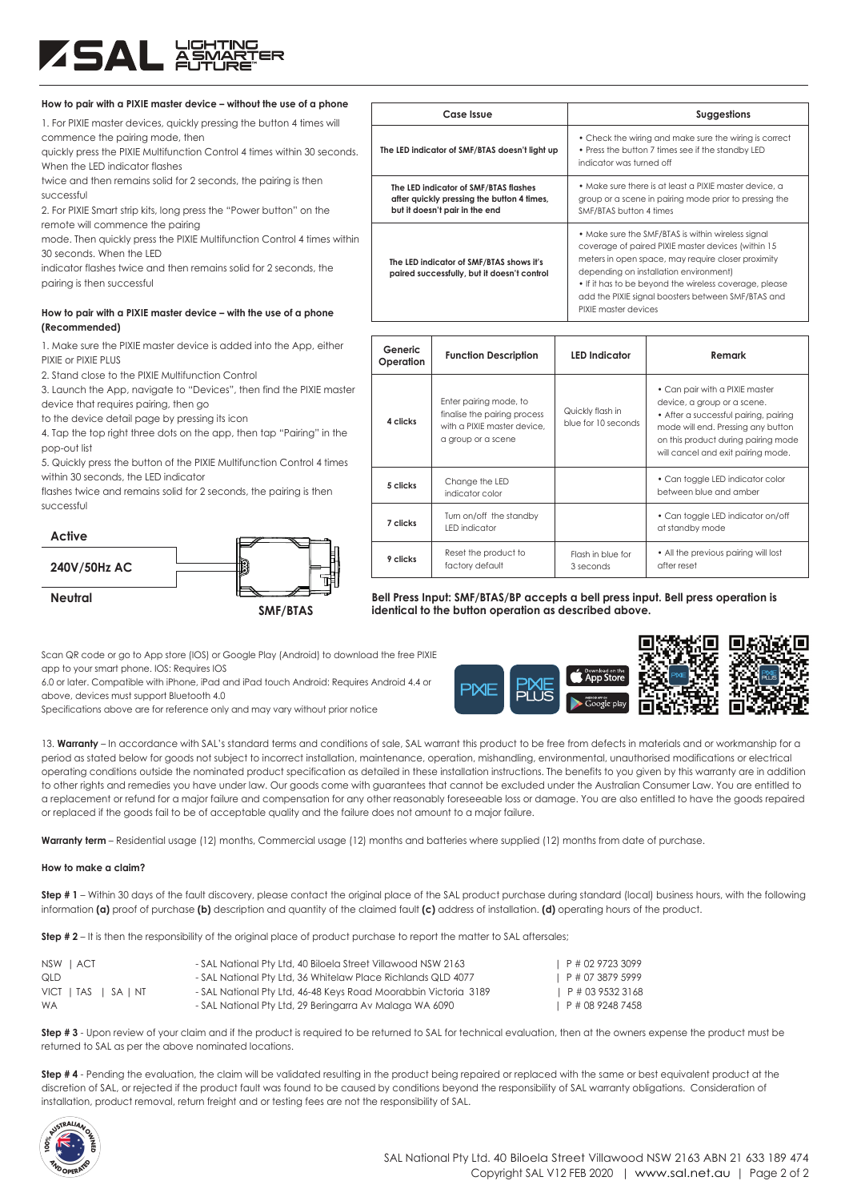### How to pair with a PIXIE master device – without the use of a phone

1. For PIXIE master devices, quickly pressing the button 4 times will commence the pairing mode, then quickly press the PIXIE Multifunction Control 4 times within 30 seconds. When the LED indicator flashes twice and then remains solid for 2 seconds, the pairing is then successful
2. For PIXIE Smart strip kits, long press the "Power button" on the remote will commence the pairing mode. Then quickly press the PIXIE Multifunction Control 4 times within 30 seconds. When the LED indicator flashes twice and then remains solid for 2 seconds, the pairing is then successful

### How to pair with a PIXIE master device – with the use of a phone (Recommended)

1. Make sure the PIXIE master device is added into the App, either PIXIE or PIXIE PLUS
2. Stand close to the PIXIE Multifunction Control
3. Launch the App, navigate to "Devices", then find the PIXIE master device that requires pairing, then go to the device detail page by pressing its icon
4. Tap the top right three dots on the app, then tap "Pairing" in the pop-out list
5. Quickly press the button of the PIXIE Multifunction Control 4 times within 30 seconds, the LED indicator flashes twice and remains solid for 2 seconds, the pairing is then successful

Active

240V/50Hz AC

Neutral

SMF/BTAS

| Case Issue | Suggestions |
|---|---|
| The LED indicator of SMF/BTAS doesn't light up | • Check the wiring and make sure the wiring is correct<br>• Press the button 7 times see if the standby LED indicator was turned off |
| The LED indicator of SMF/BTAS flashes after quickly pressing the button 4 times, but it doesn't pair in the end | • Make sure there is at least a PIXIE master device, a group or a scene in pairing mode prior to pressing the SMF/BTAS button 4 times |
| The LED indicator of SMF/BTAS shows it's paired successfully, but it doesn't control | • Make sure the SMF/BTAS is within wireless signal coverage of paired PIXIE master devices (within 15 meters in open space, may require closer proximity depending on installation environment)<br>• If it has to be beyond the wireless coverage, please add the PIXIE signal boosters between SMF/BTAS and PIXIE master devices |

| Generic Operation | Function Description | LED Indicator | Remark |
|---|---|---|---|
| 4 clicks | Enter pairing mode, to finalise the pairing process with a PIXIE master device, a group or a scene | Quickly flash in blue for 10 seconds | • Can pair with a PIXIE master device, a group or a scene.<br>• After a successful pairing, pairing mode will end. Pressing any button on this product during pairing mode will cancel and exit pairing mode. |
| 5 clicks | Change the LED indicator color | | • Can toggle LED indicator color between blue and amber |
| 7 clicks | Turn on/off the standby LED indicator | | • Can toggle LED indicator on/off at standby mode |
| 9 clicks | Reset the product to factory default | Flash in blue for 3 seconds | • All the previous pairing will lost after reset |

**Bell Press Input: SMF/BTAS/BP accepts a bell press input. Bell press operation is identical to the button operation as described above.**

Scan QR code or go to App store (IOS) or Google Play (Android) to download the free PIXIE app to your smart phone. IOS: Requires IOS 6.0 or later. Compatible with iPhone, iPad and iPad touch Android: Requires Android 4.4 or above, devices must support Bluetooth 4.0

Specifications above are for reference only and may vary without prior notice

13. **Warranty** – In accordance with SAL's standard terms and conditions of sale, SAL warrant this product to be free from defects in materials and or workmanship for a period as stated below for goods not subject to incorrect installation, maintenance, operation, mishandling, environmental, unauthorised modifications or electrical operating conditions outside the nominated product specification as detailed in these installation instructions. The benefits to you given by this warranty are in addition to other rights and remedies you have under law. Our goods come with guarantees that cannot be excluded under the Australian Consumer Law. You are entitled to a replacement or refund for a major failure and compensation for any other reasonably foreseeable loss or damage. You are also entitled to have the goods repaired or replaced if the goods fail to be of acceptable quality and the failure does not amount to a major failure.

**Warranty term** – Residential usage (12) months, Commercial usage (12) months and batteries where supplied (12) months from date of purchase.

### How to make a claim?

**Step # 1** – Within 30 days of the fault discovery, please contact the original place of the SAL product purchase during standard (local) business hours, with the following information **(a)** proof of purchase **(b)** description and quantity of the claimed fault **(c)** address of installation. **(d)** operating hours of the product.

**Step # 2** – It is then the responsibility of the original place of product purchase to report the matter to SAL aftersales;

| | | |
|---|---|---|
| NSW \| ACT | - SAL National Pty Ltd, 40 Biloela Street Villawood NSW 2163 | P # 02 9723 3099 |
| QLD | - SAL National Pty Ltd, 36 Whitelaw Place Richlands QLD 4077 | P # 07 3879 5999 |
| VICT \| TAS \| SA \| NT | - SAL National Pty Ltd, 46-48 Keys Road Moorabbin Victoria 3189 | P # 03 9532 3168 |
| WA | - SAL National Pty Ltd, 29 Beringarra Av Malaga WA 6090 | P # 08 9248 7458 |

**Step # 3** - Upon review of your claim and if the product is required to be returned to SAL for technical evaluation, then at the owners expense the product must be returned to SAL as per the above nominated locations.

**Step # 4** - Pending the evaluation, the claim will be validated resulting in the product being repaired or replaced with the same or best equivalent product at the discretion of SAL, or rejected if the product fault was found to be caused by conditions beyond the responsibility of SAL warranty obligations. Consideration of installation, product removal, return freight and or testing fees are not the responsibility of SAL.

SAL National Pty Ltd. 40 Biloela Street Villawood NSW 2163 ABN 21 633 189 474
Copyright SAL V12 FEB 2020 | www.sal.net.au